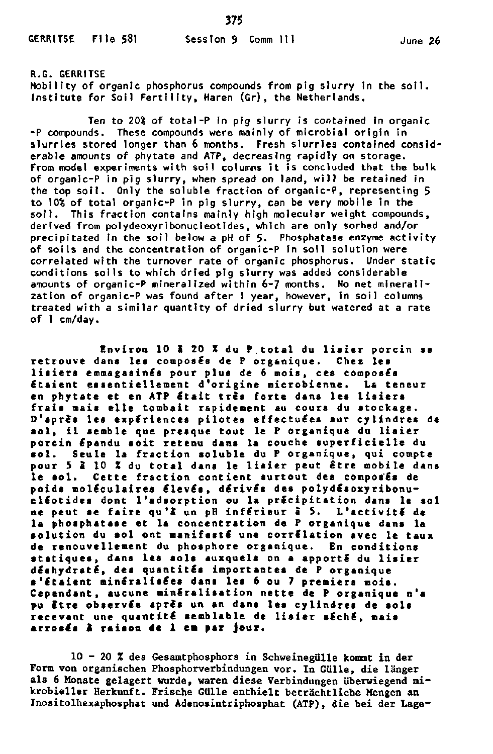R.G. GERRITSE
Mobility of organic phosphorus compounds from pig slurry in the soil.
Institute for Soil Fertility, Haren (Gr), the Netherlands.

Ten to 20% of total-P in pig slurry is contained in organic -P compounds. These compounds were mainly of microbial origin in slurries stored longer than 6 months. Fresh slurries contained considerable amounts of phytate and ATP, decreasing rapidly on storage. From model experiments with soil columns it is concluded that the bulk of organic-P in pig slurry, when spread on land, will be retained in the top soil. Only the soluble fraction of organic-P, representing 5 to 10% of total organic-P in pig slurry, can be very mobile in the soil. This fraction contains mainly high molecular weight compounds, derived from polydeoxyribonucleotides, which are only sorbed and/or precipitated in the soil below a pH of 5. Phosphatase enzyme activity of soils and the concentration of organic-P in soil solution were correlated with the turnover rate of organic phosphorus. Under static conditions soils to which dried pig slurry was added considerable amounts of organic-P mineralized within 6-7 months. No net mineralization of organic-P was found after 1 year, however, in soil columns treated with a similar quantity of dried slurry but watered at a rate of 1 cm/day.

**Environ 10 à 20 % du P total du lisier porcin se retrouve dans les composés de P organique. Chez les lisiers emmagasinés pour plus de 6 mois, ces composés étaient essentiellement d'origine microbienne. La teneur en phytate et en ATP était très forte dans les lisiers frais mais elle tombait rapidement au cours du stockage. D'après les expériences pilotes effectuées sur cylindres de sol, il semble que presque tout le P organique du lisier porcin épandu soit retenu dans la couche superficielle du sol. Seule la fraction soluble du P organique, qui compte pour 5 à 10 % du total dans le lisier peut être mobile dans le sol. Cette fraction contient surtout des composés de poids moléculaires élevés, dérivés des polydésoxyribonucléotides dont l'adsorption ou la précipitation dans le sol ne peut se faire qu'à un pH inférieur à 5. L'activité de la phosphatase et la concentration de P organique dans la solution du sol ont manifesté une corrélation avec le taux de renouvellement du phosphore organique. En conditions statiques, dans les sols auxquels on a apporté du lisier déshydraté, des quantités importantes de P organique s'étaient minéralisées dans les 6 ou 7 premiers mois. Cependant, aucune minéralisation nette de P organique n'a pu être observée après un an dans les cylindres de sols recevant une quantité semblable de lisier séché, mais arrosés à raison de 1 cm par jour.**

10 - 20 % des Gesamtphosphors in Schweinegülle kommt in der Form von organischen Phosphorverbindungen vor. In Gülle, die länger als 6 Monate gelagert wurde, waren diese Verbindungen überwiegend mikrobieller Herkunft. Frische Gülle enthielt beträchtliche Mengen an Inositolhexaphosphat und Adenosintriphosphat (ATP), die bei der Lage-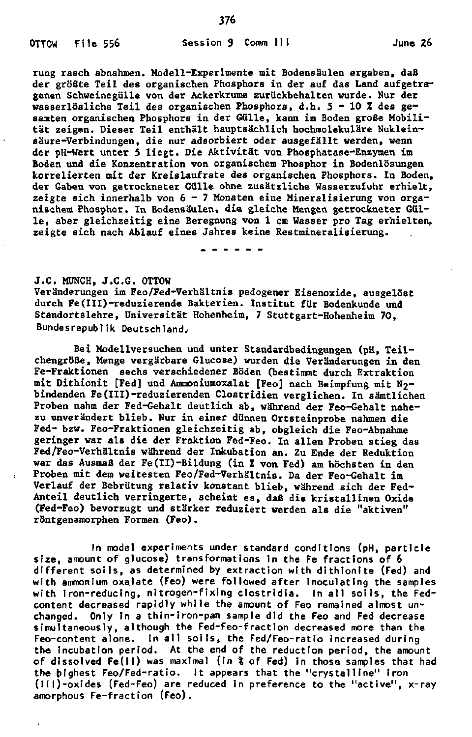rung rasch abnahmen. Modell-Experimente mit Bodensäulen ergaben, daß der größte Teil des organischen Phosphors in der auf das Land aufgetragenen Schweinegülle von der Ackerkrume zurückbehalten wurde. Nur der wasserlösliche Teil des organischen Phosphors, d.h. 5 - 10 % des gesamten organischen Phosphors in der Gülle, kann im Boden große Mobilität zeigen. Dieser Teil enthält hauptsächlich hochmolekuläre Nukleinsäure-Verbindungen, die nur adsorbiert oder ausgefällt werden, wenn der pH-Wert unter 5 liegt. Die Aktivität von Phosphatase-Enzymen im Boden und die Konzentration von organischem Phosphor in Bodenlösungen korrelierten mit der Kreislaufrate des organischen Phosphors. In Boden, der Gaben von getrockneter Gülle ohne zusätzliche Wasserzufuhr erhielt, zeigte sich innerhalb von 6 - 7 Monaten eine Mineralisierung von organischem Phosphor. In Bodensäulen, die gleiche Mengen getrockneter Gülle, aber gleichzeitig eine Beregnung von 1 cm Wasser pro Tag erhielten, zeigte sich nach Ablauf eines Jahres keine Restmineralisierung.

\- - - - - -

J.C. MUNCH, J.C.G. OTTOW
Veränderungen im Feo/Fed-Verhältnis pedogener Eisenoxide, ausgelöst durch Fe(III)-reduzierende Bakterien. Institut für Bodenkunde und Standortslehre, Universität Hohenheim, 7 Stuttgart-Hohenheim 70, Bundesrepublik Deutschland.

Bei Modellversuchen und unter Standardbedingungen (pH, Teilchengröße, Menge vergärbare Glucose) wurden die Veränderungen in den Fe-Fraktionen sechs verschiedener Böden (bestimmt durch Extraktion mit Dithionit [Fed] und Ammoniumoxalat [Feo] nach Beimpfung mit $N_2$-bindenden Fe(III)-reduzierenden Clostridien verglichen. In sämtlichen Proben nahm der Fed-Gehalt deutlich ab, während der Feo-Gehalt nahezu unverändert blieb. Nur in einer dünnen Ortsteinprobe nahmen die Fed- bzw. Feo-Fraktionen gleichzeitig ab, obgleich die Feo-Abnahme geringer war als die der Fraktion Fed-Feo. In allen Proben stieg das Fed/Feo-Verhältnis während der Inkubation an. Zu Ende der Reduktion war das Ausmaß der Fe(II)-Bildung (in % von Fed) am höchsten in den Proben mit dem weitesten Feo/Fed-Verhältnis. Da der Feo-Gehalt im Verlauf der Bebrütung relativ konstant blieb, während sich der Fed-Anteil deutlich verringerte, scheint es, daß die kristallinen Oxide (Fed-Feo) bevorzugt und stärker reduziert werden als die "aktiven" röntgenamorphen Formen (Feo).

In model experiments under standard conditions (pH, particle size, amount of glucose) transformations in the Fe fractions of 6 different soils, as determined by extraction with dithionite (Fed) and with ammonium oxalate (Feo) were followed after inoculating the samples with iron-reducing, nitrogen-fixing clostridia. In all soils, the Fed-content decreased rapidly while the amount of Feo remained almost unchanged. Only in a thin-iron-pan sample did the Feo and Fed decrease simultaneously, although the Fed-Feo-fraction decreased more than the Feo-content alone. In all soils, the Fed/Feo-ratio increased during the incubation period. At the end of the reduction period, the amount of dissolved Fe(II) was maximal (in % of Fed) in those samples that had the highest Feo/Fed-ratio. It appears that the "crystalline" iron (III)-oxides (Fed-Feo) are reduced in preference to the "active", x-ray amorphous Fe-fraction (Feo).